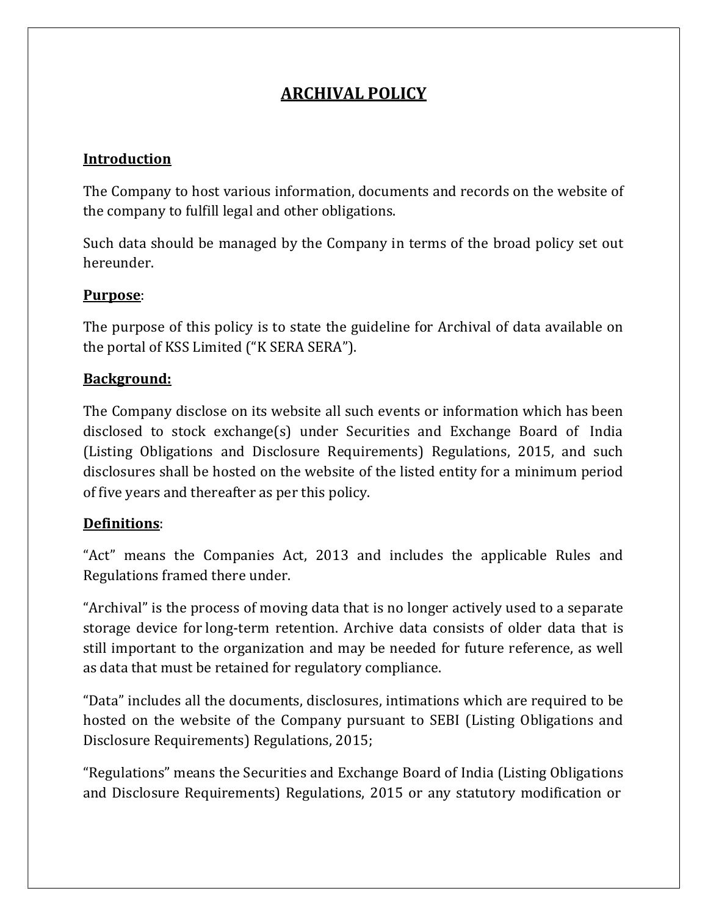# ARCHIVAL POLICY

## Introduction

The Company to host various information, documents and records on the website of the company to fulfill legal and other obligations.

Such data should be managed by the Company in terms of the broad policy set out hereunder.

## Purpose:

The purpose of this policy is to state the guideline for Archival of data available on the portal of KSS Limited ("K SERA SERA").

## Background:

The Company disclose on its website all such events or information which has been disclosed to stock exchange(s) under Securities and Exchange Board of India (Listing Obligations and Disclosure Requirements) Regulations, 2015, and such disclosures shall be hosted on the website of the listed entity for a minimum period of five years and thereafter as per this policy.

## Definitions:

"Act" means the Companies Act, 2013 and includes the applicable Rules and Regulations framed there under.

"Archival" is the process of moving data that is no longer actively used to a separate storage device for long-term retention. Archive data consists of older data that is still important to the organization and may be needed for future reference, as well as data that must be retained for regulatory compliance.

"Data" includes all the documents, disclosures, intimations which are required to be hosted on the website of the Company pursuant to SEBI (Listing Obligations and Disclosure Requirements) Regulations, 2015;

"Regulations" means the Securities and Exchange Board of India (Listing Obligations and Disclosure Requirements) Regulations, 2015 or any statutory modification or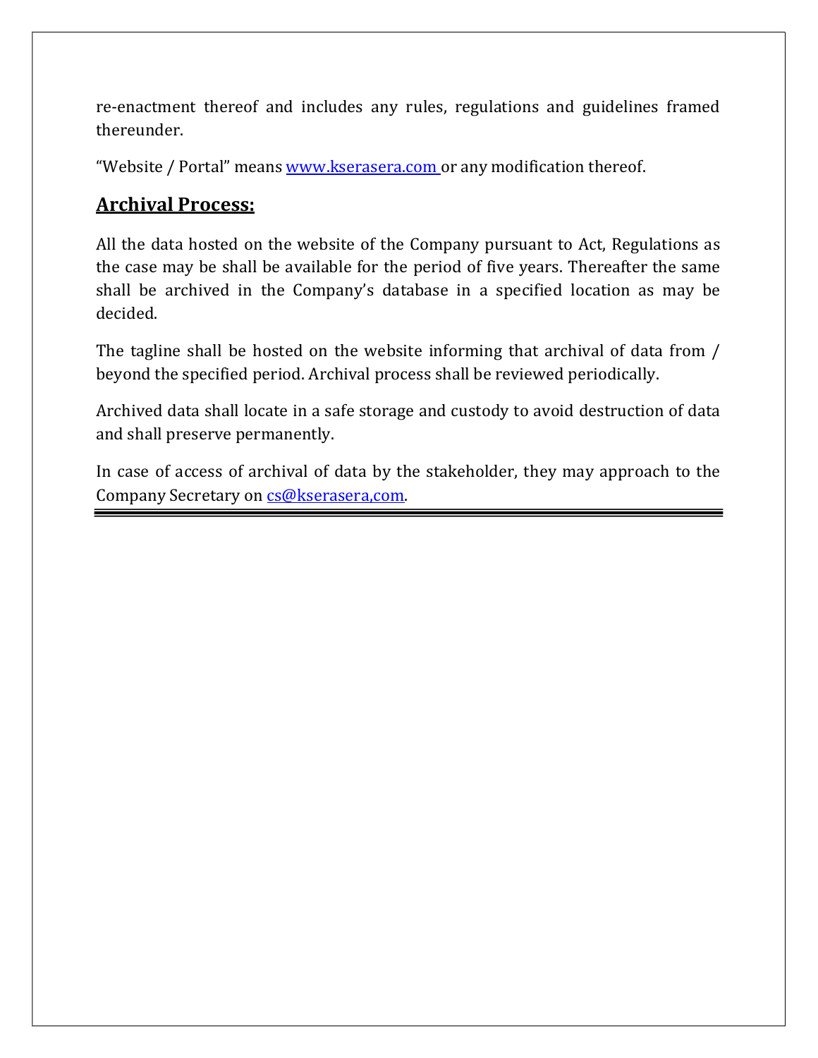re-enactment thereof and includes any rules, regulations and guidelines framed thereunder.

"Website / Portal" means www.kserasera.com or any modification thereof.

## **Archival Process:**

All the data hosted on the website of the Company pursuant to Act, Regulations as the case may be shall be available for the period of five years. Thereafter the same shall be archived in the Company's database in a specified location as may be decided.

The tagline shall be hosted on the website informing that archival of data from / beyond the specified period. Archival process shall be reviewed periodically.

Archived data shall locate in a safe storage and custody to avoid destruction of data and shall preserve permanently.

In case of access of archival of data by the stakeholder, they may approach to the Company Secretary on cs@kserasera,com.